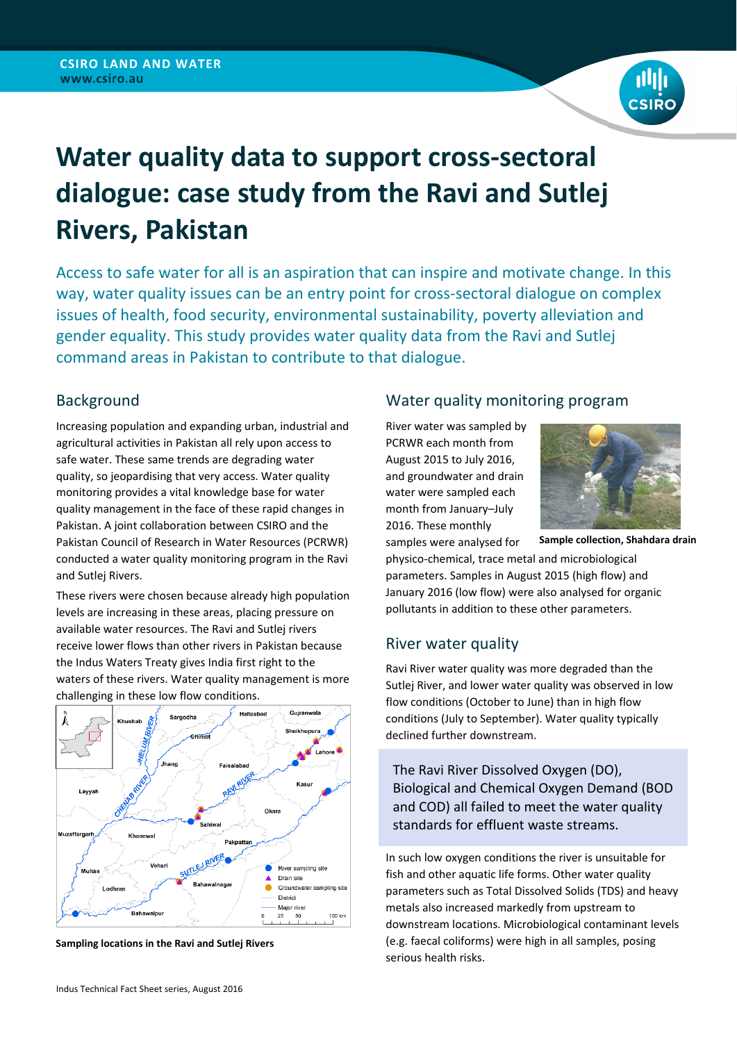# Water quality data to support cross-sectoral dialogue: case study from the Ravi and Sutlej Rivers, Pakistan

Access to safe water for all is an aspiration that can inspire and motivate change. In this way, water quality issues can be an entry point for cross-sectoral dialogue on complex issues of health, food security, environmental sustainability, poverty alleviation and gender equality. This study provides water quality data from the Ravi and Sutlej command areas in Pakistan to contribute to that dialogue.

## Background

Increasing population and expanding urban, industrial and agricultural activities in Pakistan all rely upon access to safe water. These same trends are degrading water quality, so jeopardising that very access. Water quality monitoring provides a vital knowledge base for water quality management in the face of these rapid changes in Pakistan. A joint collaboration between CSIRO and the Pakistan Council of Research in Water Resources (PCRWR) conducted a water quality monitoring program in the Ravi and Sutlej Rivers.

These rivers were chosen because already high population levels are increasing in these areas, placing pressure on available water resources. The Ravi and Sutlej rivers receive lower flows than other rivers in Pakistan because the Indus Waters Treaty gives India first right to the waters of these rivers. Water quality management is more challenging in these low flow conditions.

**Sampling locations in the Ravi and Sutlej Rivers**

## Water quality monitoring program

River water was sampled by PCRWR each month from August 2015 to July 2016, and groundwater and drain water were sampled each month from January–July 2016. These monthly samples were analysed for physico-chemical, trace metal and microbiological parameters. Samples in August 2015 (high flow) and January 2016 (low flow) were also analysed for organic pollutants in addition to these other parameters.

**Sample collection, Shahdara drain**

## River water quality

Ravi River water quality was more degraded than the Sutlej River, and lower water quality was observed in low flow conditions (October to June) than in high flow conditions (July to September). Water quality typically declined further downstream.

> The Ravi River Dissolved Oxygen (DO), Biological and Chemical Oxygen Demand (BOD and COD) all failed to meet the water quality standards for effluent waste streams.

In such low oxygen conditions the river is unsuitable for fish and other aquatic life forms. Other water quality parameters such as Total Dissolved Solids (TDS) and heavy metals also increased markedly from upstream to downstream locations. Microbiological contaminant levels (e.g. faecal coliforms) were high in all samples, posing serious health risks.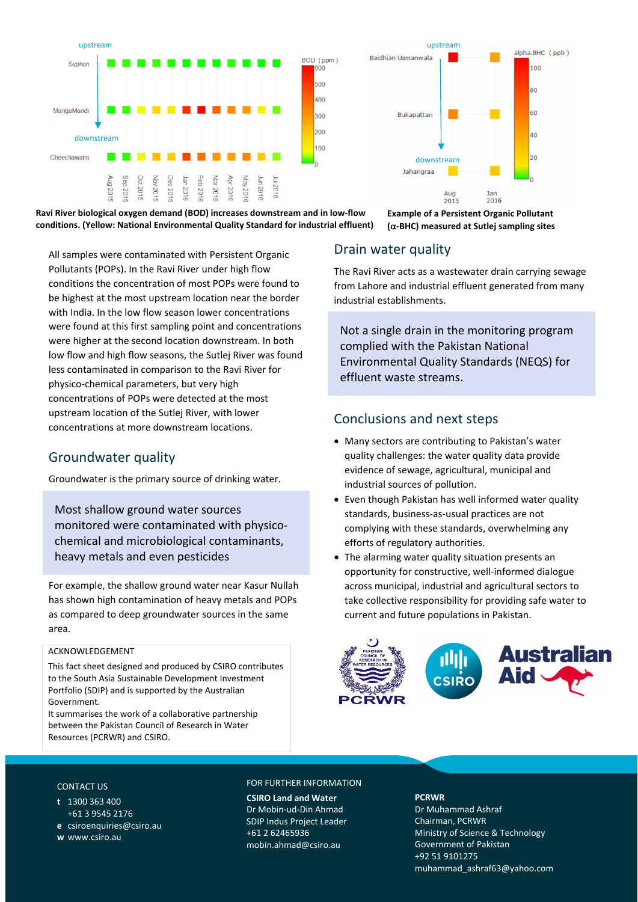upstream

Syphon

MangaMandi

downstream

Cheechawatni

Aug 2015 Sep 2015 Oct 2015 Nov 2015 Dec 2015 Jan 2016 Feb 2016 Mar 2016 Apr 2016 May 2016 Jun 2016 Jul 2016

BOD (ppm)

600 500 400 300 200 100 0

**Ravi River biological oxygen demand (BOD) increases downstream and in low-flow conditions. (Yellow: National Environmental Quality Standard for industrial effluent)**

upstream

Baidhian Usmanwala

Bukapattan

downstream

Jahangraa

Aug 2015

Jan 2016

alpha.BHC (ppb)

100 80 60 40 20 0

**Example of a Persistent Organic Pollutant (α-BHC) measured at Sutlej sampling sites**

All samples were contaminated with Persistent Organic Pollutants (POPs). In the Ravi River under high flow conditions the concentration of most POPs were found to be highest at the most upstream location near the border with India. In the low flow season lower concentrations were found at this first sampling point and concentrations were higher at the second location downstream. In both low flow and high flow seasons, the Sutlej River was found less contaminated in comparison to the Ravi River for physico-chemical parameters, but very high concentrations of POPs were detected at the most upstream location of the Sutlej River, with lower concentrations at more downstream locations.

## Groundwater quality

Groundwater is the primary source of drinking water.

> Most shallow ground water sources monitored were contaminated with physico-chemical and microbiological contaminants, heavy metals and even pesticides

For example, the shallow ground water near Kasur Nullah has shown high contamination of heavy metals and POPs as compared to deep groundwater sources in the same area.

## Drain water quality

The Ravi River acts as a wastewater drain carrying sewage from Lahore and industrial effluent generated from many industrial establishments.

> Not a single drain in the monitoring program complied with the Pakistan National Environmental Quality Standards (NEQS) for effluent waste streams.

## Conclusions and next steps

- Many sectors are contributing to Pakistan's water quality challenges: the water quality data provide evidence of sewage, agricultural, municipal and industrial sources of pollution.
- Even though Pakistan has well informed water quality standards, business-as-usual practices are not complying with these standards, overwhelming any efforts of regulatory authorities.
- The alarming water quality situation presents an opportunity for constructive, well-informed dialogue across municipal, industrial and agricultural sectors to take collective responsibility for providing safe water to current and future populations in Pakistan.

ACKNOWLEDGEMENT

This fact sheet designed and produced by CSIRO contributes to the South Asia Sustainable Development Investment Portfolio (SDIP) and is supported by the Australian Government.
It summarises the work of a collaborative partnership between the Pakistan Council of Research in Water Resources (PCRWR) and CSIRO.

PCRWR CSIRO Australian Aid

CONTACT US

**t** 1300 363 400
+61 3 9545 2176
**e** csiroenquiries@csiro.au
**w** www.csiro.au

FOR FURTHER INFORMATION

**CSIRO Land and Water**
Dr Mobin-ud-Din Ahmad
SDIP Indus Project Leader
+61 2 62465936
mobin.ahmad@csiro.au

**PCRWR**
Dr Muhammad Ashraf
Chairman, PCRWR
Ministry of Science & Technology
Government of Pakistan
+92 51 9101275
muhammad_ashraf63@yahoo.com